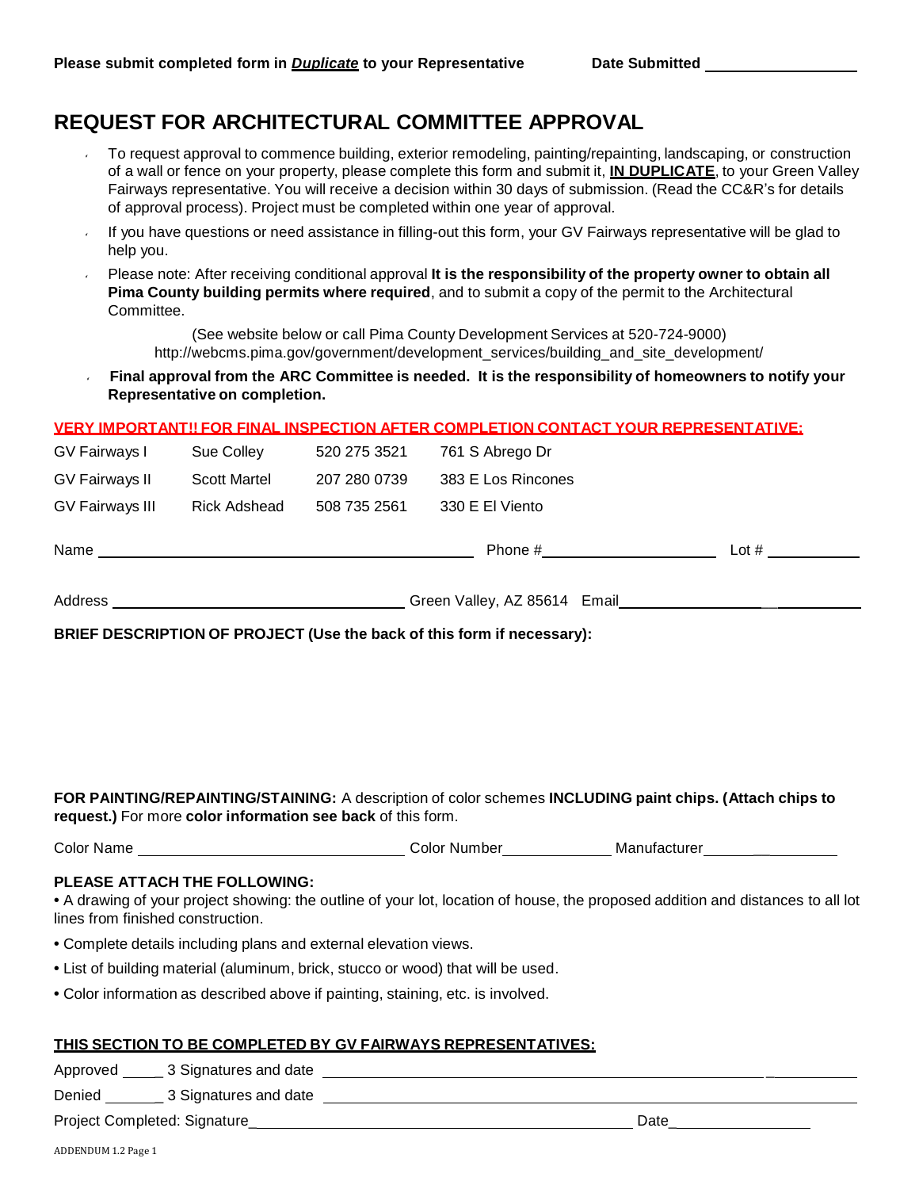**Please submit completed form in *Duplicate* to your Representative** **Date Submitted** ________________

# REQUEST FOR ARCHITECTURAL COMMITTEE APPROVAL

- To request approval to commence building, exterior remodeling, painting/repainting, landscaping, or construction of a wall or fence on your property, please complete this form and submit it, **IN DUPLICATE**, to your Green Valley Fairways representative. You will receive a decision within 30 days of submission. (Read the CC&R's for details of approval process). Project must be completed within one year of approval.
- If you have questions or need assistance in filling-out this form, your GV Fairways representative will be glad to help you.
- Please note: After receiving conditional approval **It is the responsibility of the property owner to obtain all Pima County building permits where required**, and to submit a copy of the permit to the Architectural Committee.

  (See website below or call Pima County Development Services at 520-724-9000)
  http://webcms.pima.gov/government/development_services/building_and_site_development/

- **Final approval from the ARC Committee is needed. It is the responsibility of homeowners to notify your Representative on completion.**

**VERY IMPORTANT!! FOR FINAL INSPECTION AFTER COMPLETION CONTACT YOUR REPRESENTATIVE:**

| | | | |
|---|---|---|---|
| GV Fairways I | Sue Colley | 520 275 3521 | 761 S Abrego Dr |
| GV Fairways II | Scott Martel | 207 280 0739 | 383 E Los Rincones |
| GV Fairways III | Rick Adshead | 508 735 2561 | 330 E El Viento |

Name ______________________________ Phone #______________ Lot # ________

Address ________________________ Green Valley, AZ 85614 Email________________

**BRIEF DESCRIPTION OF PROJECT (Use the back of this form if necessary):**

**FOR PAINTING/REPAINTING/STAINING:** A description of color schemes **INCLUDING paint chips. (Attach chips to request.)** For more **color information see back** of this form.

Color Name ____________________ Color Number__________ Manufacturer____________

**PLEASE ATTACH THE FOLLOWING:**

- A drawing of your project showing: the outline of your lot, location of house, the proposed addition and distances to all lot lines from finished construction.
- Complete details including plans and external elevation views.
- List of building material (aluminum, brick, stucco or wood) that will be used.
- Color information as described above if painting, staining, etc. is involved.

**THIS SECTION TO BE COMPLETED BY GV FAIRWAYS REPRESENTATIVES:**

Approved _____ 3 Signatures and date ________________________________________

Denied _______ 3 Signatures and date ________________________________________

Project Completed: Signature_________________________________ Date______________

ADDENDUM 1.2 Page 1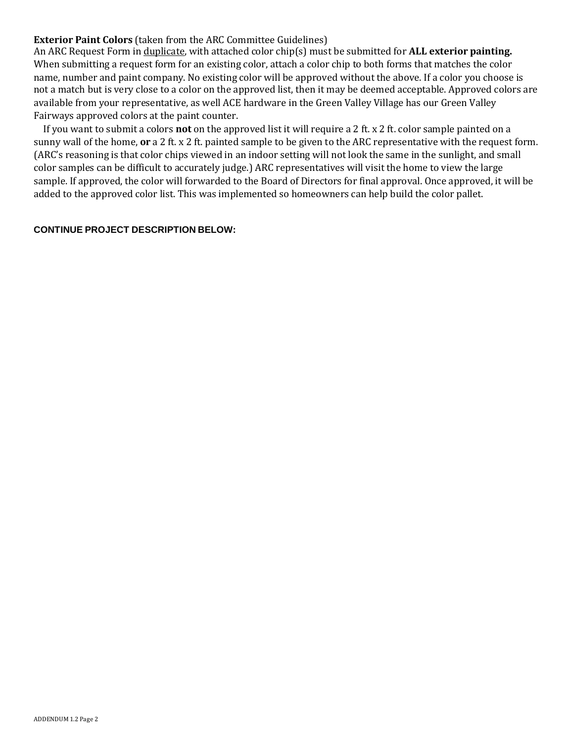**Exterior Paint Colors** (taken from the ARC Committee Guidelines)
An ARC Request Form in duplicate, with attached color chip(s) must be submitted for **ALL exterior painting.** When submitting a request form for an existing color, attach a color chip to both forms that matches the color name, number and paint company. No existing color will be approved without the above. If a color you choose is not a match but is very close to a color on the approved list, then it may be deemed acceptable. Approved colors are available from your representative, as well ACE hardware in the Green Valley Village has our Green Valley Fairways approved colors at the paint counter.

If you want to submit a colors **not** on the approved list it will require a 2 ft. x 2 ft. color sample painted on a sunny wall of the home, **or** a 2 ft. x 2 ft. painted sample to be given to the ARC representative with the request form. (ARC's reasoning is that color chips viewed in an indoor setting will not look the same in the sunlight, and small color samples can be difficult to accurately judge.) ARC representatives will visit the home to view the large sample. If approved, the color will forwarded to the Board of Directors for final approval. Once approved, it will be added to the approved color list. This was implemented so homeowners can help build the color pallet.

**CONTINUE PROJECT DESCRIPTION BELOW:**

ADDENDUM 1.2 Page 2